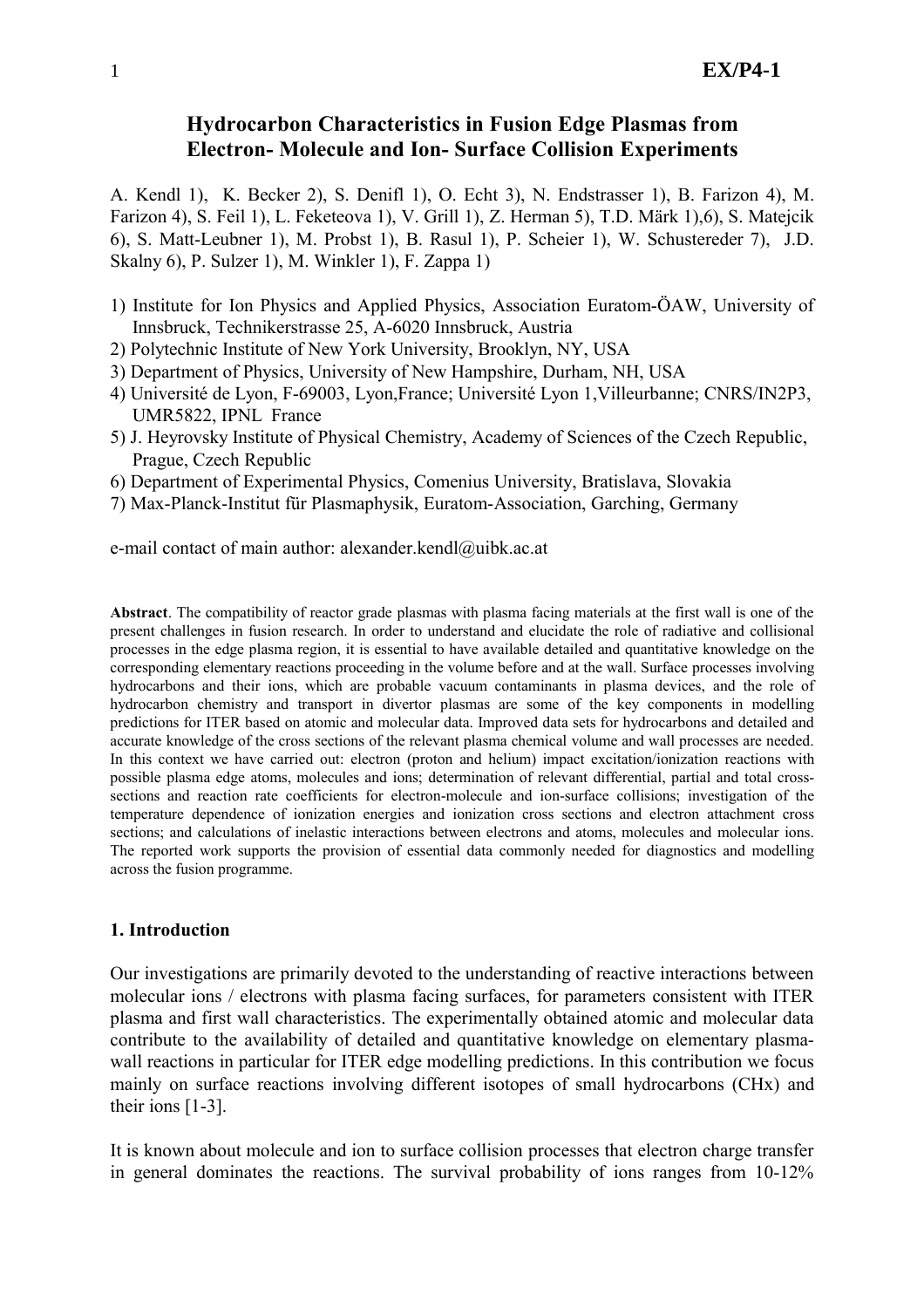# Hydrocarbon Characteristics in Fusion Edge Plasmas from Electron- Molecule and Ion- Surface Collision Experiments

A. Kendl 1), K. Becker 2), S. Denifl 1), O. Echt 3), N. Endstrasser 1), B. Farizon 4), M. Farizon 4), S. Feil 1), L. Feketeova 1), V. Grill 1), Z. Herman 5), T.D. Märk 1),6), S. Matejcik 6), S. Matt-Leubner 1), M. Probst 1), B. Rasul 1), P. Scheier 1), W. Schustereder 7), J.D. Skalny 6), P. Sulzer 1), M. Winkler 1), F. Zappa 1)

1) Institute for Ion Physics and Applied Physics, Association Euratom-ÖAW, University of Innsbruck, Technikerstrasse 25, A-6020 Innsbruck, Austria
2) Polytechnic Institute of New York University, Brooklyn, NY, USA
3) Department of Physics, University of New Hampshire, Durham, NH, USA
4) Université de Lyon, F-69003, Lyon,France; Université Lyon 1,Villeurbanne; CNRS/IN2P3, UMR5822, IPNL France
5) J. Heyrovsky Institute of Physical Chemistry, Academy of Sciences of the Czech Republic, Prague, Czech Republic
6) Department of Experimental Physics, Comenius University, Bratislava, Slovakia
7) Max-Planck-Institut für Plasmaphysik, Euratom-Association, Garching, Germany

e-mail contact of main author: alexander.kendl@uibk.ac.at

**Abstract**. The compatibility of reactor grade plasmas with plasma facing materials at the first wall is one of the present challenges in fusion research. In order to understand and elucidate the role of radiative and collisional processes in the edge plasma region, it is essential to have available detailed and quantitative knowledge on the corresponding elementary reactions proceeding in the volume before and at the wall. Surface processes involving hydrocarbons and their ions, which are probable vacuum contaminants in plasma devices, and the role of hydrocarbon chemistry and transport in divertor plasmas are some of the key components in modelling predictions for ITER based on atomic and molecular data. Improved data sets for hydrocarbons and detailed and accurate knowledge of the cross sections of the relevant plasma chemical volume and wall processes are needed. In this context we have carried out: electron (proton and helium) impact excitation/ionization reactions with possible plasma edge atoms, molecules and ions; determination of relevant differential, partial and total cross-sections and reaction rate coefficients for electron-molecule and ion-surface collisions; investigation of the temperature dependence of ionization energies and ionization cross sections and electron attachment cross sections; and calculations of inelastic interactions between electrons and atoms, molecules and molecular ions. The reported work supports the provision of essential data commonly needed for diagnostics and modelling across the fusion programme.

## 1. Introduction

Our investigations are primarily devoted to the understanding of reactive interactions between molecular ions / electrons with plasma facing surfaces, for parameters consistent with ITER plasma and first wall characteristics. The experimentally obtained atomic and molecular data contribute to the availability of detailed and quantitative knowledge on elementary plasma-wall reactions in particular for ITER edge modelling predictions. In this contribution we focus mainly on surface reactions involving different isotopes of small hydrocarbons (CHx) and their ions [1-3].

It is known about molecule and ion to surface collision processes that electron charge transfer in general dominates the reactions. The survival probability of ions ranges from 10-12%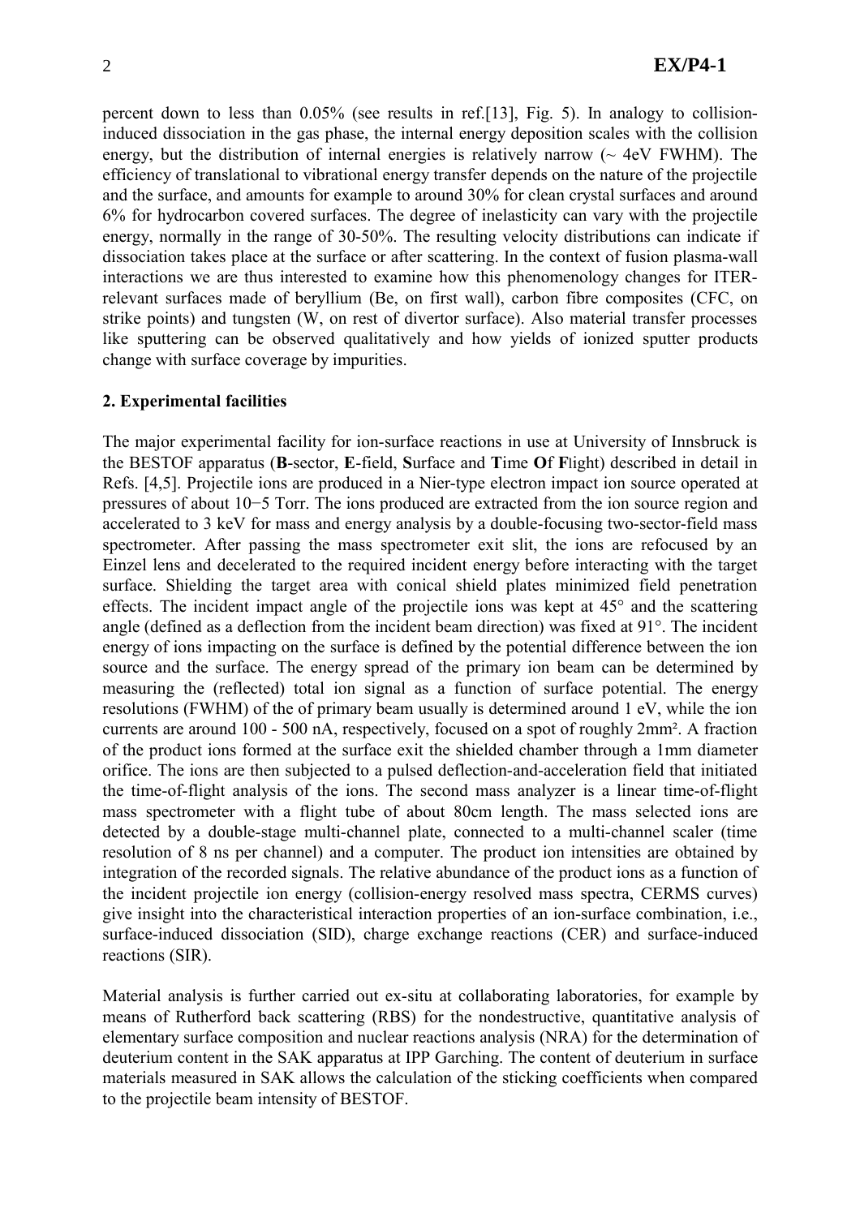percent down to less than 0.05% (see results in ref.[13], Fig. 5). In analogy to collision-induced dissociation in the gas phase, the internal energy deposition scales with the collision energy, but the distribution of internal energies is relatively narrow (~ 4eV FWHM). The efficiency of translational to vibrational energy transfer depends on the nature of the projectile and the surface, and amounts for example to around 30% for clean crystal surfaces and around 6% for hydrocarbon covered surfaces. The degree of inelasticity can vary with the projectile energy, normally in the range of 30-50%. The resulting velocity distributions can indicate if dissociation takes place at the surface or after scattering. In the context of fusion plasma-wall interactions we are thus interested to examine how this phenomenology changes for ITER-relevant surfaces made of beryllium (Be, on first wall), carbon fibre composites (CFC, on strike points) and tungsten (W, on rest of divertor surface). Also material transfer processes like sputtering can be observed qualitatively and how yields of ionized sputter products change with surface coverage by impurities.

## 2. Experimental facilities

The major experimental facility for ion-surface reactions in use at University of Innsbruck is the BESTOF apparatus (**B**-sector, **E**-field, **S**urface and **T**ime **O**f **F**light) described in detail in Refs. [4,5]. Projectile ions are produced in a Nier-type electron impact ion source operated at pressures of about $10^{-5}$ Torr. The ions produced are extracted from the ion source region and accelerated to 3 keV for mass and energy analysis by a double-focusing two-sector-field mass spectrometer. After passing the mass spectrometer exit slit, the ions are refocused by an Einzel lens and decelerated to the required incident energy before interacting with the target surface. Shielding the target area with conical shield plates minimized field penetration effects. The incident impact angle of the projectile ions was kept at 45° and the scattering angle (defined as a deflection from the incident beam direction) was fixed at 91°. The incident energy of ions impacting on the surface is defined by the potential difference between the ion source and the surface. The energy spread of the primary ion beam can be determined by measuring the (reflected) total ion signal as a function of surface potential. The energy resolutions (FWHM) of the of primary beam usually is determined around 1 eV, while the ion currents are around 100 - 500 nA, respectively, focused on a spot of roughly 2mm². A fraction of the product ions formed at the surface exit the shielded chamber through a 1mm diameter orifice. The ions are then subjected to a pulsed deflection-and-acceleration field that initiated the time-of-flight analysis of the ions. The second mass analyzer is a linear time-of-flight mass spectrometer with a flight tube of about 80cm length. The mass selected ions are detected by a double-stage multi-channel plate, connected to a multi-channel scaler (time resolution of 8 ns per channel) and a computer. The product ion intensities are obtained by integration of the recorded signals. The relative abundance of the product ions as a function of the incident projectile ion energy (collision-energy resolved mass spectra, CERMS curves) give insight into the characteristical interaction properties of an ion-surface combination, i.e., surface-induced dissociation (SID), charge exchange reactions (CER) and surface-induced reactions (SIR).

Material analysis is further carried out ex-situ at collaborating laboratories, for example by means of Rutherford back scattering (RBS) for the nondestructive, quantitative analysis of elementary surface composition and nuclear reactions analysis (NRA) for the determination of deuterium content in the SAK apparatus at IPP Garching. The content of deuterium in surface materials measured in SAK allows the calculation of the sticking coefficients when compared to the projectile beam intensity of BESTOF.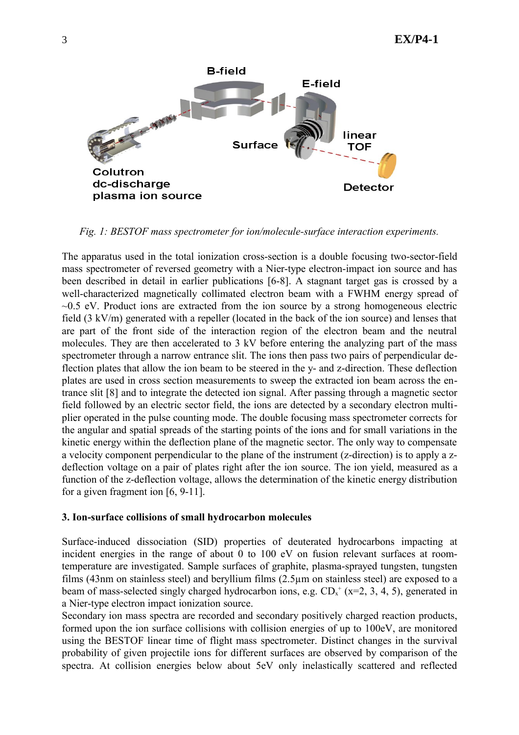*Fig. 1: BESTOF mass spectrometer for ion/molecule-surface interaction experiments.*

The apparatus used in the total ionization cross-section is a double focusing two-sector-field mass spectrometer of reversed geometry with a Nier-type electron-impact ion source and has been described in detail in earlier publications [6-8]. A stagnant target gas is crossed by a well-characterized magnetically collimated electron beam with a FWHM energy spread of ~0.5 eV. Product ions are extracted from the ion source by a strong homogeneous electric field (3 kV/m) generated with a repeller (located in the back of the ion source) and lenses that are part of the front side of the interaction region of the electron beam and the neutral molecules. They are then accelerated to 3 kV before entering the analyzing part of the mass spectrometer through a narrow entrance slit. The ions then pass two pairs of perpendicular deflection plates that allow the ion beam to be steered in the y- and z-direction. These deflection plates are used in cross section measurements to sweep the extracted ion beam across the entrance slit [8] and to integrate the detected ion signal. After passing through a magnetic sector field followed by an electric sector field, the ions are detected by a secondary electron multiplier operated in the pulse counting mode. The double focusing mass spectrometer corrects for the angular and spatial spreads of the starting points of the ions and for small variations in the kinetic energy within the deflection plane of the magnetic sector. The only way to compensate a velocity component perpendicular to the plane of the instrument (z-direction) is to apply a z-deflection voltage on a pair of plates right after the ion source. The ion yield, measured as a function of the z-deflection voltage, allows the determination of the kinetic energy distribution for a given fragment ion [6, 9-11].

### 3. Ion-surface collisions of small hydrocarbon molecules

Surface-induced dissociation (SID) properties of deuterated hydrocarbons impacting at incident energies in the range of about 0 to 100 eV on fusion relevant surfaces at room-temperature are investigated. Sample surfaces of graphite, plasma-sprayed tungsten, tungsten films (43nm on stainless steel) and beryllium films (2.5µm on stainless steel) are exposed to a beam of mass-selected singly charged hydrocarbon ions, e.g. $CD_x^+$ (x=2, 3, 4, 5), generated in a Nier-type electron impact ionization source.

Secondary ion mass spectra are recorded and secondary positively charged reaction products, formed upon the ion surface collisions with collision energies of up to 100eV, are monitored using the BESTOF linear time of flight mass spectrometer. Distinct changes in the survival probability of given projectile ions for different surfaces are observed by comparison of the spectra. At collision energies below about 5eV only inelastically scattered and reflected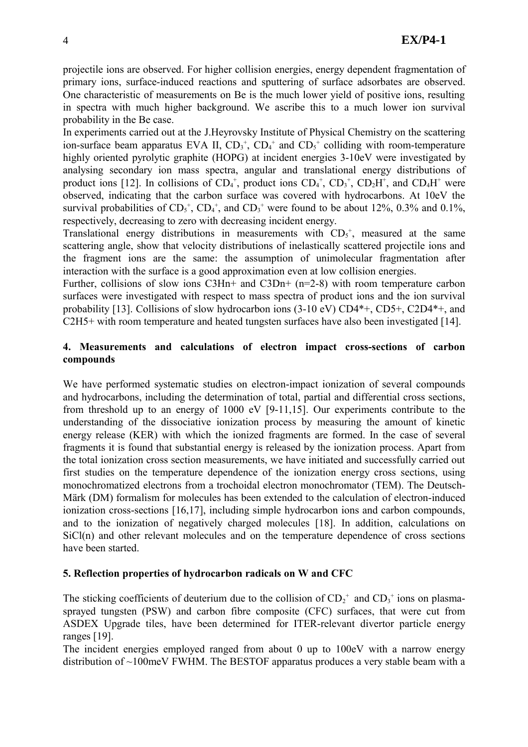projectile ions are observed. For higher collision energies, energy dependent fragmentation of primary ions, surface-induced reactions and sputtering of surface adsorbates are observed. One characteristic of measurements on Be is the much lower yield of positive ions, resulting in spectra with much higher background. We ascribe this to a much lower ion survival probability in the Be case.

In experiments carried out at the J.Heyrovsky Institute of Physical Chemistry on the scattering ion-surface beam apparatus EVA II, $CD_3^+$, $CD_4^+$ and $CD_5^+$ colliding with room-temperature highly oriented pyrolytic graphite (HOPG) at incident energies 3-10eV were investigated by analysing secondary ion mass spectra, angular and translational energy distributions of product ions [12]. In collisions of $CD_4^+$, product ions $CD_4^+$, $CD_3^+$, $CD_2H^+$, and $CD_4H^+$ were observed, indicating that the carbon surface was covered with hydrocarbons. At 10eV the survival probabilities of $CD_5^+$, $CD_4^+$, and $CD_3^+$ were found to be about 12%, 0.3% and 0.1%, respectively, decreasing to zero with decreasing incident energy.

Translational energy distributions in measurements with $CD_5^+$, measured at the same scattering angle, show that velocity distributions of inelastically scattered projectile ions and the fragment ions are the same: the assumption of unimolecular fragmentation after interaction with the surface is a good approximation even at low collision energies.

Further, collisions of slow ions C3Hn+ and C3Dn+ (n=2-8) with room temperature carbon surfaces were investigated with respect to mass spectra of product ions and the ion survival probability [13]. Collisions of slow hydrocarbon ions (3-10 eV) CD4*+, CD5+, C2D4*+, and C2H5+ with room temperature and heated tungsten surfaces have also been investigated [14].

## 4. Measurements and calculations of electron impact cross-sections of carbon compounds

We have performed systematic studies on electron-impact ionization of several compounds and hydrocarbons, including the determination of total, partial and differential cross sections, from threshold up to an energy of 1000 eV [9-11,15]. Our experiments contribute to the understanding of the dissociative ionization process by measuring the amount of kinetic energy release (KER) with which the ionized fragments are formed. In the case of several fragments it is found that substantial energy is released by the ionization process. Apart from the total ionization cross section measurements, we have initiated and successfully carried out first studies on the temperature dependence of the ionization energy cross sections, using monochromatized electrons from a trochoidal electron monochromator (TEM). The Deutsch-Märk (DM) formalism for molecules has been extended to the calculation of electron-induced ionization cross-sections [16,17], including simple hydrocarbon ions and carbon compounds, and to the ionization of negatively charged molecules [18]. In addition, calculations on SiCl(n) and other relevant molecules and on the temperature dependence of cross sections have been started.

## 5. Reflection properties of hydrocarbon radicals on W and CFC

The sticking coefficients of deuterium due to the collision of $CD_2^+$ and $CD_3^+$ ions on plasma-sprayed tungsten (PSW) and carbon fibre composite (CFC) surfaces, that were cut from ASDEX Upgrade tiles, have been determined for ITER-relevant divertor particle energy ranges [19].

The incident energies employed ranged from about 0 up to 100eV with a narrow energy distribution of ~100meV FWHM. The BESTOF apparatus produces a very stable beam with a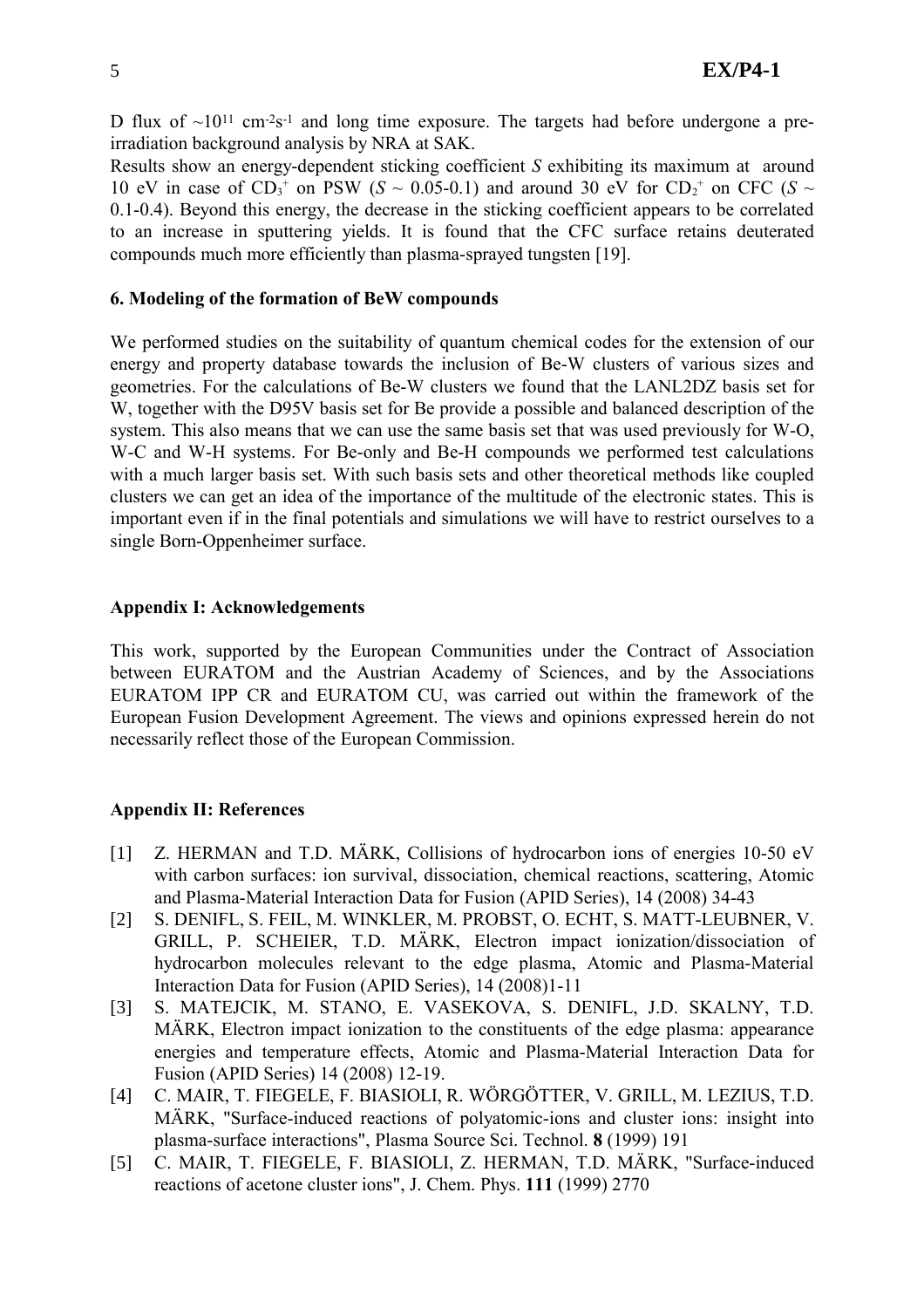D flux of ~$10^{11}$ $cm^{-2}s^{-1}$ and long time exposure. The targets had before undergone a pre-irradiation background analysis by NRA at SAK.

Results show an energy-dependent sticking coefficient $S$ exhibiting its maximum at around 10 eV in case of $CD_3^+$ on PSW ($S$ ~ 0.05-0.1) and around 30 eV for $CD_2^+$ on CFC ($S$ ~ 0.1-0.4). Beyond this energy, the decrease in the sticking coefficient appears to be correlated to an increase in sputtering yields. It is found that the CFC surface retains deuterated compounds much more efficiently than plasma-sprayed tungsten [19].

### 6. Modeling of the formation of BeW compounds

We performed studies on the suitability of quantum chemical codes for the extension of our energy and property database towards the inclusion of Be-W clusters of various sizes and geometries. For the calculations of Be-W clusters we found that the LANL2DZ basis set for W, together with the D95V basis set for Be provide a possible and balanced description of the system. This also means that we can use the same basis set that was used previously for W-O, W-C and W-H systems. For Be-only and Be-H compounds we performed test calculations with a much larger basis set. With such basis sets and other theoretical methods like coupled clusters we can get an idea of the importance of the multitude of the electronic states. This is important even if in the final potentials and simulations we will have to restrict ourselves to a single Born-Oppenheimer surface.

### Appendix I: Acknowledgements

This work, supported by the European Communities under the Contract of Association between EURATOM and the Austrian Academy of Sciences, and by the Associations EURATOM IPP CR and EURATOM CU, was carried out within the framework of the European Fusion Development Agreement. The views and opinions expressed herein do not necessarily reflect those of the European Commission.

### Appendix II: References

[1] Z. HERMAN and T.D. MÄRK, Collisions of hydrocarbon ions of energies 10-50 eV with carbon surfaces: ion survival, dissociation, chemical reactions, scattering, Atomic and Plasma-Material Interaction Data for Fusion (APID Series), 14 (2008) 34-43

[2] S. DENIFL, S. FEIL, M. WINKLER, M. PROBST, O. ECHT, S. MATT-LEUBNER, V. GRILL, P. SCHEIER, T.D. MÄRK, Electron impact ionization/dissociation of hydrocarbon molecules relevant to the edge plasma, Atomic and Plasma-Material Interaction Data for Fusion (APID Series), 14 (2008)1-11

[3] S. MATEJCIK, M. STANO, E. VASEKOVA, S. DENIFL, J.D. SKALNY, T.D. MÄRK, Electron impact ionization to the constituents of the edge plasma: appearance energies and temperature effects, Atomic and Plasma-Material Interaction Data for Fusion (APID Series) 14 (2008) 12-19.

[4] C. MAIR, T. FIEGELE, F. BIASIOLI, R. WÖRGÖTTER, V. GRILL, M. LEZIUS, T.D. MÄRK, "Surface-induced reactions of polyatomic-ions and cluster ions: insight into plasma-surface interactions", Plasma Source Sci. Technol. **8** (1999) 191

[5] C. MAIR, T. FIEGELE, F. BIASIOLI, Z. HERMAN, T.D. MÄRK, "Surface-induced reactions of acetone cluster ions", J. Chem. Phys. **111** (1999) 2770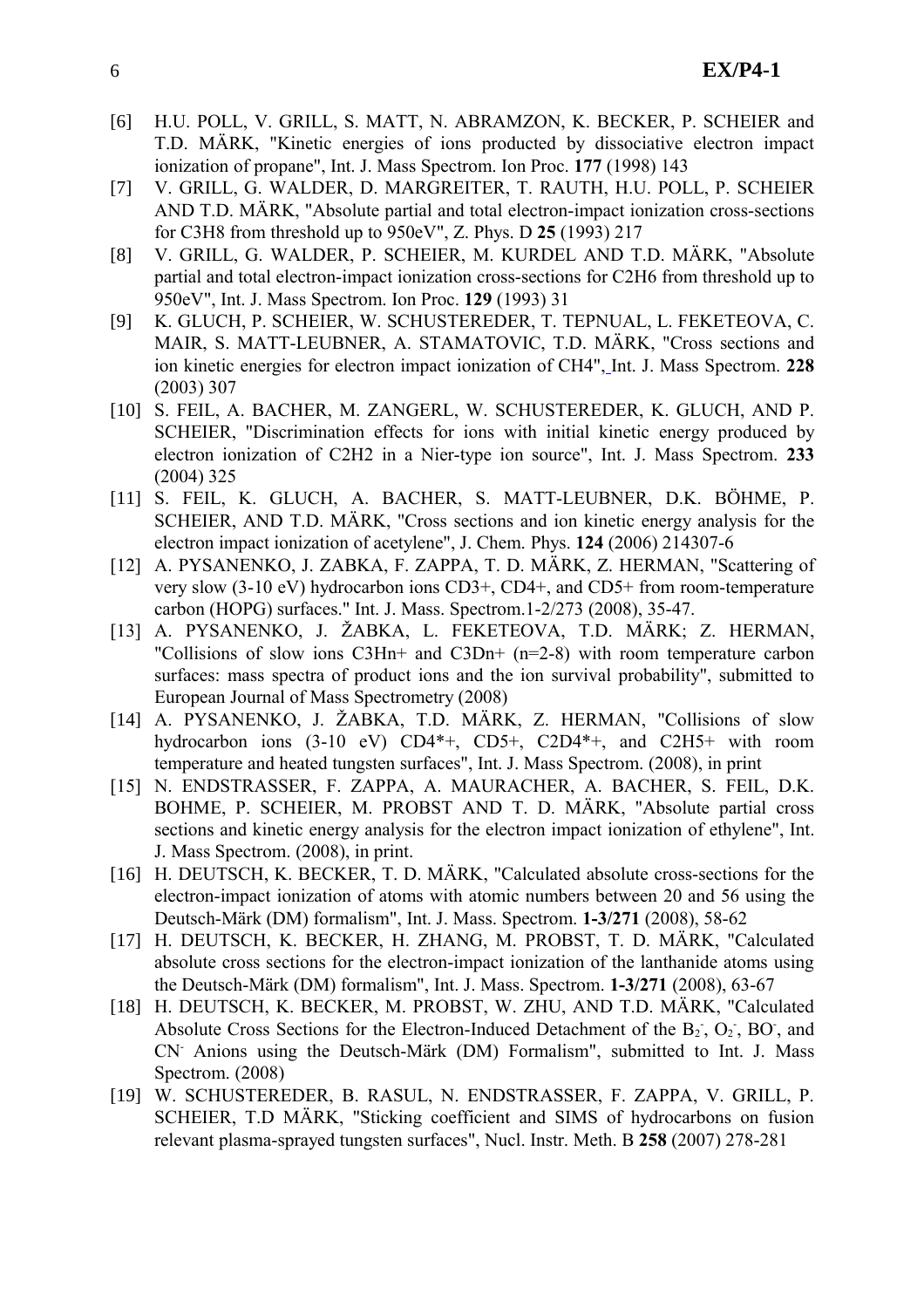[6] H.U. POLL, V. GRILL, S. MATT, N. ABRAMZON, K. BECKER, P. SCHEIER and T.D. MÄRK, "Kinetic energies of ions producted by dissociative electron impact ionization of propane", Int. J. Mass Spectrom. Ion Proc. **177** (1998) 143

[7] V. GRILL, G. WALDER, D. MARGREITER, T. RAUTH, H.U. POLL, P. SCHEIER AND T.D. MÄRK, "Absolute partial and total electron-impact ionization cross-sections for C3H8 from threshold up to 950eV", Z. Phys. D **25** (1993) 217

[8] V. GRILL, G. WALDER, P. SCHEIER, M. KURDEL AND T.D. MÄRK, "Absolute partial and total electron-impact ionization cross-sections for C2H6 from threshold up to 950eV", Int. J. Mass Spectrom. Ion Proc. **129** (1993) 31

[9] K. GLUCH, P. SCHEIER, W. SCHUSTEREDER, T. TEPNUAL, L. FEKETEOVA, C. MAIR, S. MATT-LEUBNER, A. STAMATOVIC, T.D. MÄRK, "Cross sections and ion kinetic energies for electron impact ionization of CH4", Int. J. Mass Spectrom. **228** (2003) 307

[10] S. FEIL, A. BACHER, M. ZANGERL, W. SCHUSTEREDER, K. GLUCH, AND P. SCHEIER, "Discrimination effects for ions with initial kinetic energy produced by electron ionization of C2H2 in a Nier-type ion source", Int. J. Mass Spectrom. **233** (2004) 325

[11] S. FEIL, K. GLUCH, A. BACHER, S. MATT-LEUBNER, D.K. BÖHME, P. SCHEIER, AND T.D. MÄRK, "Cross sections and ion kinetic energy analysis for the electron impact ionization of acetylene", J. Chem. Phys. **124** (2006) 214307-6

[12] A. PYSANENKO, J. ZABKA, F. ZAPPA, T. D. MÄRK, Z. HERMAN, "Scattering of very slow (3-10 eV) hydrocarbon ions CD3+, CD4+, and CD5+ from room-temperature carbon (HOPG) surfaces." Int. J. Mass. Spectrom.1-2/273 (2008), 35-47.

[13] A. PYSANENKO, J. ŽABKA, L. FEKETEOVA, T.D. MÄRK; Z. HERMAN, "Collisions of slow ions C3Hn+ and C3Dn+ (n=2-8) with room temperature carbon surfaces: mass spectra of product ions and the ion survival probability", submitted to European Journal of Mass Spectrometry (2008)

[14] A. PYSANENKO, J. ŽABKA, T.D. MÄRK, Z. HERMAN, "Collisions of slow hydrocarbon ions (3-10 eV) CD4*+, CD5+, C2D4*+, and C2H5+ with room temperature and heated tungsten surfaces", Int. J. Mass Spectrom. (2008), in print

[15] N. ENDSTRASSER, F. ZAPPA, A. MAURACHER, A. BACHER, S. FEIL, D.K. BOHME, P. SCHEIER, M. PROBST AND T. D. MÄRK, "Absolute partial cross sections and kinetic energy analysis for the electron impact ionization of ethylene", Int. J. Mass Spectrom. (2008), in print.

[16] H. DEUTSCH, K. BECKER, T. D. MÄRK, "Calculated absolute cross-sections for the electron-impact ionization of atoms with atomic numbers between 20 and 56 using the Deutsch-Märk (DM) formalism", Int. J. Mass. Spectrom. **1-3/271** (2008), 58-62

[17] H. DEUTSCH, K. BECKER, H. ZHANG, M. PROBST, T. D. MÄRK, "Calculated absolute cross sections for the electron-impact ionization of the lanthanide atoms using the Deutsch-Märk (DM) formalism", Int. J. Mass. Spectrom. **1-3/271** (2008), 63-67

[18] H. DEUTSCH, K. BECKER, M. PROBST, W. ZHU, AND T.D. MÄRK, "Calculated Absolute Cross Sections for the Electron-Induced Detachment of the $B_2^-$, $O_2^-$, $BO^-$, and $CN^-$ Anions using the Deutsch-Märk (DM) Formalism", submitted to Int. J. Mass Spectrom. (2008)

[19] W. SCHUSTEREDER, B. RASUL, N. ENDSTRASSER, F. ZAPPA, V. GRILL, P. SCHEIER, T.D MÄRK, "Sticking coefficient and SIMS of hydrocarbons on fusion relevant plasma-sprayed tungsten surfaces", Nucl. Instr. Meth. B **258** (2007) 278-281